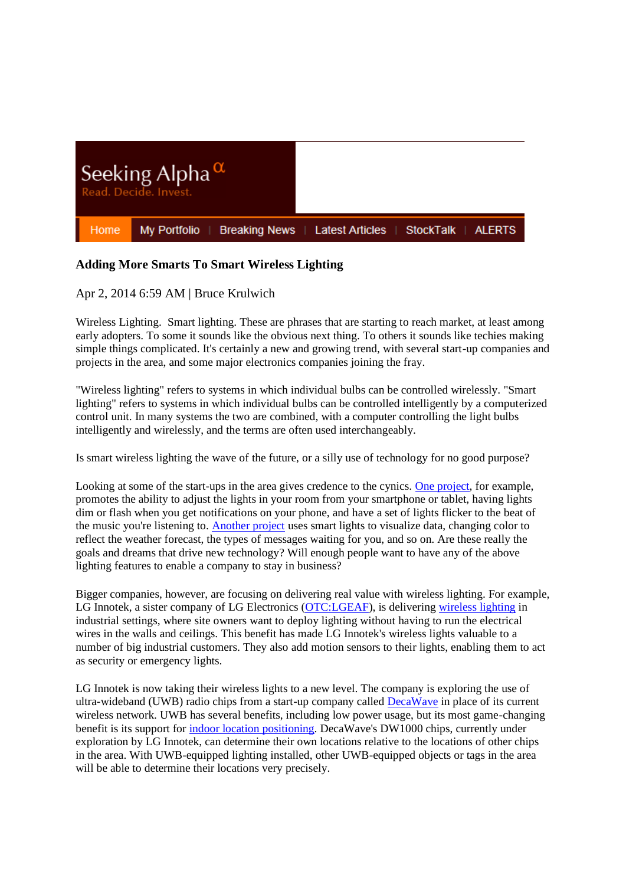Seeking Alpha α
Read. Decide. Invest.

Home | My Portfolio | Breaking News | Latest Articles | StockTalk | ALERTS

# Adding More Smarts To Smart Wireless Lighting

Apr 2, 2014 6:59 AM | Bruce Krulwich

Wireless Lighting. Smart lighting. These are phrases that are starting to reach market, at least among early adopters. To some it sounds like the obvious next thing. To others it sounds like techies making simple things complicated. It's certainly a new and growing trend, with several start-up companies and projects in the area, and some major electronics companies joining the fray.

"Wireless lighting" refers to systems in which individual bulbs can be controlled wirelessly. "Smart lighting" refers to systems in which individual bulbs can be controlled intelligently by a computerized control unit. In many systems the two are combined, with a computer controlling the light bulbs intelligently and wirelessly, and the terms are often used interchangeably.

Is smart wireless lighting the wave of the future, or a silly use of technology for no good purpose?

Looking at some of the start-ups in the area gives credence to the cynics. One project, for example, promotes the ability to adjust the lights in your room from your smartphone or tablet, having lights dim or flash when you get notifications on your phone, and have a set of lights flicker to the beat of the music you're listening to. Another project uses smart lights to visualize data, changing color to reflect the weather forecast, the types of messages waiting for you, and so on. Are these really the goals and dreams that drive new technology? Will enough people want to have any of the above lighting features to enable a company to stay in business?

Bigger companies, however, are focusing on delivering real value with wireless lighting. For example, LG Innotek, a sister company of LG Electronics (OTC:LGEAF), is delivering wireless lighting in industrial settings, where site owners want to deploy lighting without having to run the electrical wires in the walls and ceilings. This benefit has made LG Innotek's wireless lights valuable to a number of big industrial customers. They also add motion sensors to their lights, enabling them to act as security or emergency lights.

LG Innotek is now taking their wireless lights to a new level. The company is exploring the use of ultra-wideband (UWB) radio chips from a start-up company called DecaWave in place of its current wireless network. UWB has several benefits, including low power usage, but its most game-changing benefit is its support for indoor location positioning. DecaWave's DW1000 chips, currently under exploration by LG Innotek, can determine their own locations relative to the locations of other chips in the area. With UWB-equipped lighting installed, other UWB-equipped objects or tags in the area will be able to determine their locations very precisely.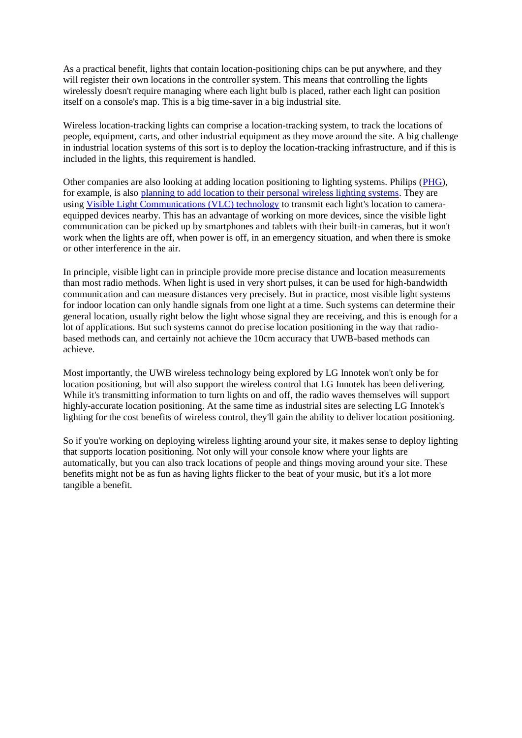As a practical benefit, lights that contain location-positioning chips can be put anywhere, and they will register their own locations in the controller system. This means that controlling the lights wirelessly doesn't require managing where each light bulb is placed, rather each light can position itself on a console's map. This is a big time-saver in a big industrial site.

Wireless location-tracking lights can comprise a location-tracking system, to track the locations of people, equipment, carts, and other industrial equipment as they move around the site. A big challenge in industrial location systems of this sort is to deploy the location-tracking infrastructure, and if this is included in the lights, this requirement is handled.

Other companies are also looking at adding location positioning to lighting systems. Philips (PHG), for example, is also planning to add location to their personal wireless lighting systems. They are using Visible Light Communications (VLC) technology to transmit each light's location to camera-equipped devices nearby. This has an advantage of working on more devices, since the visible light communication can be picked up by smartphones and tablets with their built-in cameras, but it won't work when the lights are off, when power is off, in an emergency situation, and when there is smoke or other interference in the air.

In principle, visible light can in principle provide more precise distance and location measurements than most radio methods. When light is used in very short pulses, it can be used for high-bandwidth communication and can measure distances very precisely. But in practice, most visible light systems for indoor location can only handle signals from one light at a time. Such systems can determine their general location, usually right below the light whose signal they are receiving, and this is enough for a lot of applications. But such systems cannot do precise location positioning in the way that radio-based methods can, and certainly not achieve the 10cm accuracy that UWB-based methods can achieve.

Most importantly, the UWB wireless technology being explored by LG Innotek won't only be for location positioning, but will also support the wireless control that LG Innotek has been delivering. While it's transmitting information to turn lights on and off, the radio waves themselves will support highly-accurate location positioning. At the same time as industrial sites are selecting LG Innotek's lighting for the cost benefits of wireless control, they'll gain the ability to deliver location positioning.

So if you're working on deploying wireless lighting around your site, it makes sense to deploy lighting that supports location positioning. Not only will your console know where your lights are automatically, but you can also track locations of people and things moving around your site. These benefits might not be as fun as having lights flicker to the beat of your music, but it's a lot more tangible a benefit.